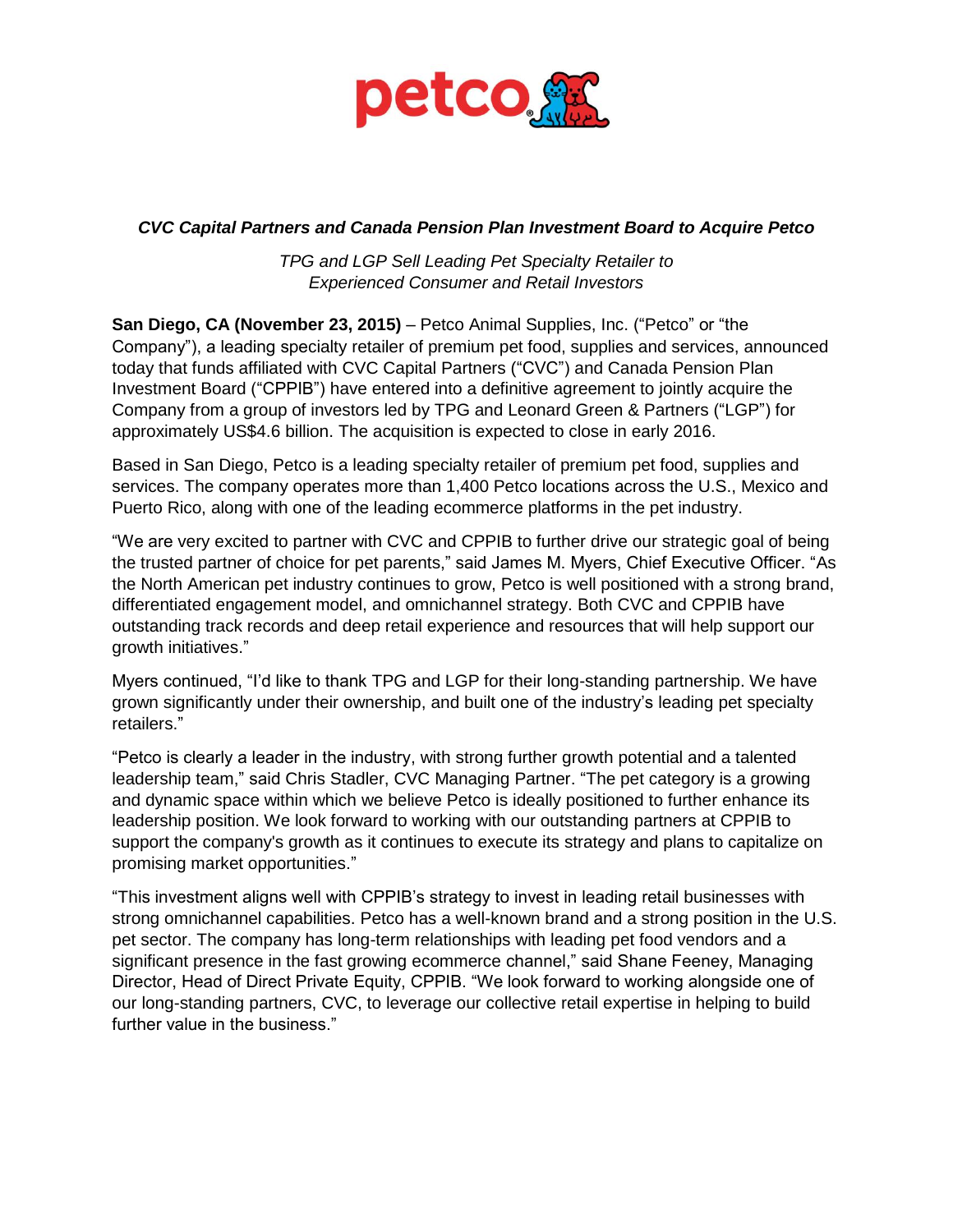### *CVC Capital Partners and Canada Pension Plan Investment Board to Acquire Petco*

*TPG and LGP Sell Leading Pet Specialty Retailer to Experienced Consumer and Retail Investors*

**San Diego, CA (November 23, 2015)** – Petco Animal Supplies, Inc. ("Petco" or "the Company"), a leading specialty retailer of premium pet food, supplies and services, announced today that funds affiliated with CVC Capital Partners ("CVC") and Canada Pension Plan Investment Board ("CPPIB") have entered into a definitive agreement to jointly acquire the Company from a group of investors led by TPG and Leonard Green & Partners ("LGP") for approximately US$4.6 billion. The acquisition is expected to close in early 2016.

Based in San Diego, Petco is a leading specialty retailer of premium pet food, supplies and services. The company operates more than 1,400 Petco locations across the U.S., Mexico and Puerto Rico, along with one of the leading ecommerce platforms in the pet industry.

"We are very excited to partner with CVC and CPPIB to further drive our strategic goal of being the trusted partner of choice for pet parents," said James M. Myers, Chief Executive Officer. "As the North American pet industry continues to grow, Petco is well positioned with a strong brand, differentiated engagement model, and omnichannel strategy. Both CVC and CPPIB have outstanding track records and deep retail experience and resources that will help support our growth initiatives."

Myers continued, "I'd like to thank TPG and LGP for their long-standing partnership. We have grown significantly under their ownership, and built one of the industry's leading pet specialty retailers."

"Petco is clearly a leader in the industry, with strong further growth potential and a talented leadership team," said Chris Stadler, CVC Managing Partner. "The pet category is a growing and dynamic space within which we believe Petco is ideally positioned to further enhance its leadership position. We look forward to working with our outstanding partners at CPPIB to support the company's growth as it continues to execute its strategy and plans to capitalize on promising market opportunities."

"This investment aligns well with CPPIB's strategy to invest in leading retail businesses with strong omnichannel capabilities. Petco has a well-known brand and a strong position in the U.S. pet sector. The company has long-term relationships with leading pet food vendors and a significant presence in the fast growing ecommerce channel," said Shane Feeney, Managing Director, Head of Direct Private Equity, CPPIB. "We look forward to working alongside one of our long-standing partners, CVC, to leverage our collective retail expertise in helping to build further value in the business."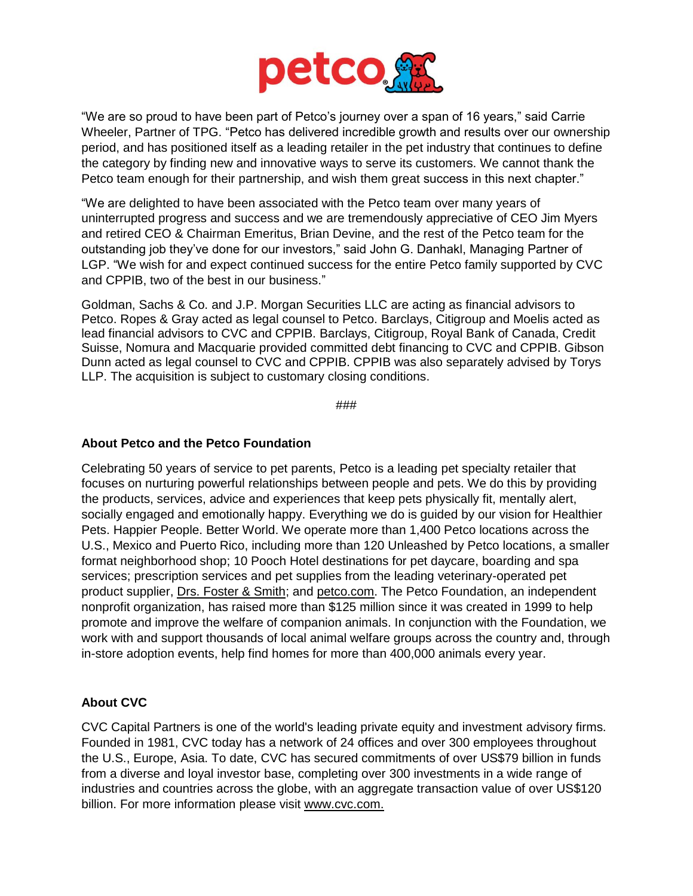"We are so proud to have been part of Petco's journey over a span of 16 years," said Carrie Wheeler, Partner of TPG. "Petco has delivered incredible growth and results over our ownership period, and has positioned itself as a leading retailer in the pet industry that continues to define the category by finding new and innovative ways to serve its customers. We cannot thank the Petco team enough for their partnership, and wish them great success in this next chapter."

"We are delighted to have been associated with the Petco team over many years of uninterrupted progress and success and we are tremendously appreciative of CEO Jim Myers and retired CEO & Chairman Emeritus, Brian Devine, and the rest of the Petco team for the outstanding job they've done for our investors," said John G. Danhakl, Managing Partner of LGP. "We wish for and expect continued success for the entire Petco family supported by CVC and CPPIB, two of the best in our business."

Goldman, Sachs & Co. and J.P. Morgan Securities LLC are acting as financial advisors to Petco. Ropes & Gray acted as legal counsel to Petco. Barclays, Citigroup and Moelis acted as lead financial advisors to CVC and CPPIB. Barclays, Citigroup, Royal Bank of Canada, Credit Suisse, Nomura and Macquarie provided committed debt financing to CVC and CPPIB. Gibson Dunn acted as legal counsel to CVC and CPPIB. CPPIB was also separately advised by Torys LLP. The acquisition is subject to customary closing conditions.

###

**About Petco and the Petco Foundation**

Celebrating 50 years of service to pet parents, Petco is a leading pet specialty retailer that focuses on nurturing powerful relationships between people and pets. We do this by providing the products, services, advice and experiences that keep pets physically fit, mentally alert, socially engaged and emotionally happy. Everything we do is guided by our vision for Healthier Pets. Happier People. Better World. We operate more than 1,400 Petco locations across the U.S., Mexico and Puerto Rico, including more than 120 Unleashed by Petco locations, a smaller format neighborhood shop; 10 Pooch Hotel destinations for pet daycare, boarding and spa services; prescription services and pet supplies from the leading veterinary-operated pet product supplier, Drs. Foster & Smith; and petco.com. The Petco Foundation, an independent nonprofit organization, has raised more than $125 million since it was created in 1999 to help promote and improve the welfare of companion animals. In conjunction with the Foundation, we work with and support thousands of local animal welfare groups across the country and, through in-store adoption events, help find homes for more than 400,000 animals every year.

**About CVC**

CVC Capital Partners is one of the world's leading private equity and investment advisory firms. Founded in 1981, CVC today has a network of 24 offices and over 300 employees throughout the U.S., Europe, Asia. To date, CVC has secured commitments of over US$79 billion in funds from a diverse and loyal investor base, completing over 300 investments in a wide range of industries and countries across the globe, with an aggregate transaction value of over US$120 billion. For more information please visit www.cvc.com.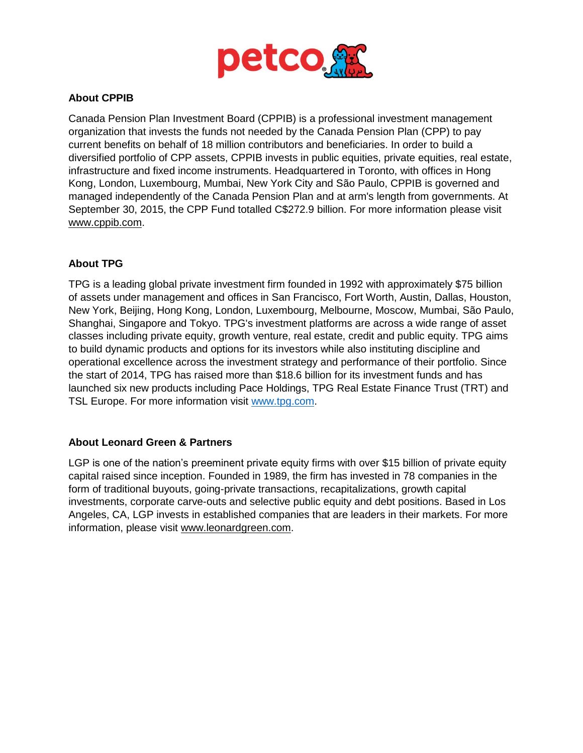### About CPPIB

Canada Pension Plan Investment Board (CPPIB) is a professional investment management organization that invests the funds not needed by the Canada Pension Plan (CPP) to pay current benefits on behalf of 18 million contributors and beneficiaries. In order to build a diversified portfolio of CPP assets, CPPIB invests in public equities, private equities, real estate, infrastructure and fixed income instruments. Headquartered in Toronto, with offices in Hong Kong, London, Luxembourg, Mumbai, New York City and São Paulo, CPPIB is governed and managed independently of the Canada Pension Plan and at arm's length from governments. At September 30, 2015, the CPP Fund totalled C$272.9 billion. For more information please visit www.cppib.com.

### About TPG

TPG is a leading global private investment firm founded in 1992 with approximately $75 billion of assets under management and offices in San Francisco, Fort Worth, Austin, Dallas, Houston, New York, Beijing, Hong Kong, London, Luxembourg, Melbourne, Moscow, Mumbai, São Paulo, Shanghai, Singapore and Tokyo. TPG's investment platforms are across a wide range of asset classes including private equity, growth venture, real estate, credit and public equity. TPG aims to build dynamic products and options for its investors while also instituting discipline and operational excellence across the investment strategy and performance of their portfolio. Since the start of 2014, TPG has raised more than $18.6 billion for its investment funds and has launched six new products including Pace Holdings, TPG Real Estate Finance Trust (TRT) and TSL Europe. For more information visit www.tpg.com.

### About Leonard Green & Partners

LGP is one of the nation's preeminent private equity firms with over $15 billion of private equity capital raised since inception. Founded in 1989, the firm has invested in 78 companies in the form of traditional buyouts, going-private transactions, recapitalizations, growth capital investments, corporate carve-outs and selective public equity and debt positions. Based in Los Angeles, CA, LGP invests in established companies that are leaders in their markets. For more information, please visit www.leonardgreen.com.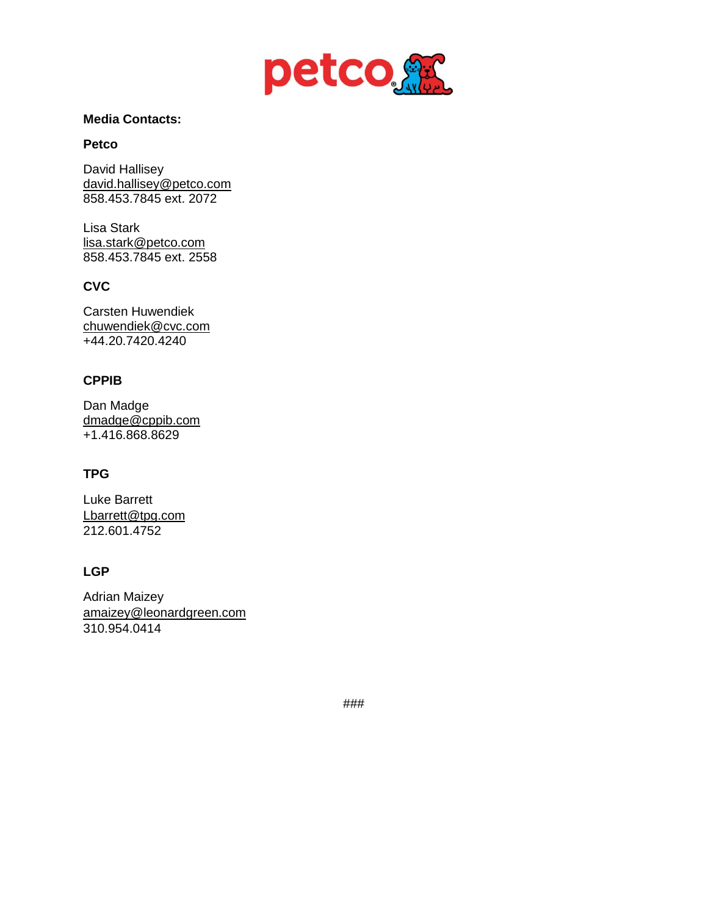**Media Contacts:**

**Petco**

David Hallisey
david.hallisey@petco.com
858.453.7845 ext. 2072

Lisa Stark
lisa.stark@petco.com
858.453.7845 ext. 2558

**CVC**

Carsten Huwendiek
chuwendiek@cvc.com
+44.20.7420.4240

**CPPIB**

Dan Madge
dmadge@cppib.com
+1.416.868.8629

**TPG**

Luke Barrett
Lbarrett@tpg.com
212.601.4752

**LGP**

Adrian Maizey
amaizey@leonardgreen.com
310.954.0414

###